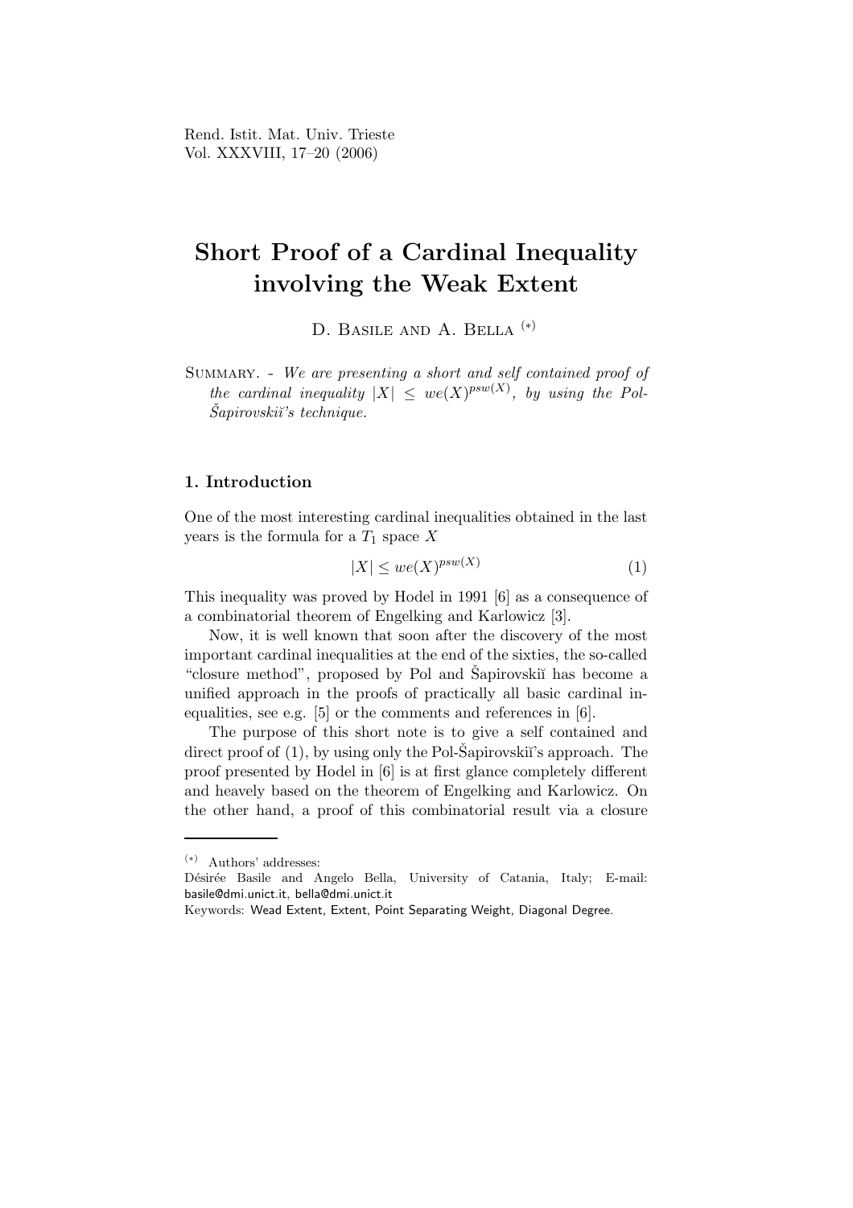# Short Proof of a Cardinal Inequality involving the Weak Extent

D. Basile and A. Bella [(*)]

Summary. - *We are presenting a short and self contained proof of the cardinal inequality $|X| \leq we(X)^{psw(X)}$, by using the Pol-Šapirovskiĭ's technique.*

## 1. Introduction

One of the most interesting cardinal inequalities obtained in the last years is the formula for a $T_1$ space $X$

$$|X| \leq we(X)^{psw(X)} \tag{1}$$

This inequality was proved by Hodel in 1991 [6] as a consequence of a combinatorial theorem of Engelking and Karlowicz [3].

Now, it is well known that soon after the discovery of the most important cardinal inequalities at the end of the sixties, the so-called "closure method", proposed by Pol and Šapirovskiĭ has become a unified approach in the proofs of practically all basic cardinal inequalities, see e.g. [5] or the comments and references in [6].

The purpose of this short note is to give a self contained and direct proof of (1), by using only the Pol-Šapirovskiĭ's approach. The proof presented by Hodel in [6] is at first glance completely different and heavely based on the theorem of Engelking and Karlowicz. On the other hand, a proof of this combinatorial result via a closure

---

(*) Authors' addresses:
Désirée Basile and Angelo Bella, University of Catania, Italy; E-mail: basile@dmi.unict.it, bella@dmi.unict.it

Keywords: Wead Extent, Extent, Point Separating Weight, Diagonal Degree.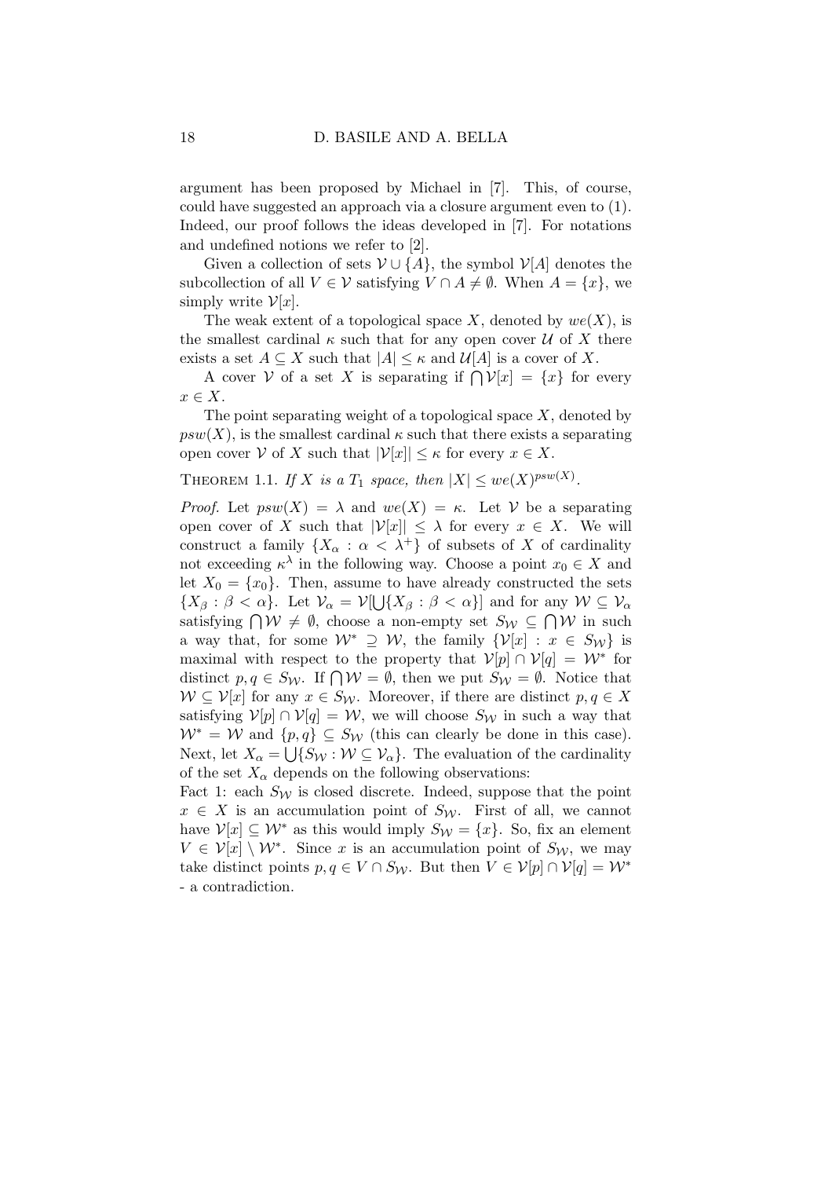argument has been proposed by Michael in [7]. This, of course, could have suggested an approach via a closure argument even to (1). Indeed, our proof follows the ideas developed in [7]. For notations and undefined notions we refer to [2].

Given a collection of sets $\mathcal{V} \cup \{A\}$, the symbol $\mathcal{V}[A]$ denotes the subcollection of all $V \in \mathcal{V}$ satisfying $V \cap A \neq \emptyset$. When $A = \{x\}$, we simply write $\mathcal{V}[x]$.

The weak extent of a topological space $X$, denoted by $we(X)$, is the smallest cardinal $\kappa$ such that for any open cover $\mathcal{U}$ of $X$ there exists a set $A \subseteq X$ such that $|A| \leq \kappa$ and $\mathcal{U}[A]$ is a cover of $X$.

A cover $\mathcal{V}$ of a set $X$ is separating if $\bigcap \mathcal{V}[x] = \{x\}$ for every $x \in X$.

The point separating weight of a topological space $X$, denoted by $psw(X)$, is the smallest cardinal $\kappa$ such that there exists a separating open cover $\mathcal{V}$ of $X$ such that $|\mathcal{V}[x]| \leq \kappa$ for every $x \in X$.

THEOREM 1.1. *If $X$ is a $T_1$ space, then $|X| \leq we(X)^{psw(X)}$.*

*Proof.* Let $psw(X) = \lambda$ and $we(X) = \kappa$. Let $\mathcal{V}$ be a separating open cover of $X$ such that $|\mathcal{V}[x]| \leq \lambda$ for every $x \in X$. We will construct a family $\{X_\alpha : \alpha < \lambda^+\}$ of subsets of $X$ of cardinality not exceeding $\kappa^\lambda$ in the following way. Choose a point $x_0 \in X$ and let $X_0 = \{x_0\}$. Then, assume to have already constructed the sets $\{X_\beta : \beta < \alpha\}$. Let $\mathcal{V}_\alpha = \mathcal{V}[\bigcup\{X_\beta : \beta < \alpha\}]$ and for any $\mathcal{W} \subseteq \mathcal{V}_\alpha$ satisfying $\bigcap \mathcal{W} \neq \emptyset$, choose a non-empty set $S_\mathcal{W} \subseteq \bigcap \mathcal{W}$ in such a way that, for some $\mathcal{W}^* \supseteq \mathcal{W}$, the family $\{\mathcal{V}[x] : x \in S_\mathcal{W}\}$ is maximal with respect to the property that $\mathcal{V}[p] \cap \mathcal{V}[q] = \mathcal{W}^*$ for distinct $p, q \in S_\mathcal{W}$. If $\bigcap \mathcal{W} = \emptyset$, then we put $S_\mathcal{W} = \emptyset$. Notice that $\mathcal{W} \subseteq \mathcal{V}[x]$ for any $x \in S_\mathcal{W}$. Moreover, if there are distinct $p, q \in X$ satisfying $\mathcal{V}[p] \cap \mathcal{V}[q] = \mathcal{W}$, we will choose $S_\mathcal{W}$ in such a way that $\mathcal{W}^* = \mathcal{W}$ and $\{p, q\} \subseteq S_\mathcal{W}$ (this can clearly be done in this case). Next, let $X_\alpha = \bigcup\{S_\mathcal{W} : \mathcal{W} \subseteq \mathcal{V}_\alpha\}$. The evaluation of the cardinality of the set $X_\alpha$ depends on the following observations:

Fact 1: each $S_\mathcal{W}$ is closed discrete. Indeed, suppose that the point $x \in X$ is an accumulation point of $S_\mathcal{W}$. First of all, we cannot have $\mathcal{V}[x] \subseteq \mathcal{W}^*$ as this would imply $S_\mathcal{W} = \{x\}$. So, fix an element $V \in \mathcal{V}[x] \setminus \mathcal{W}^*$. Since $x$ is an accumulation point of $S_\mathcal{W}$, we may take distinct points $p, q \in V \cap S_\mathcal{W}$. But then $V \in \mathcal{V}[p] \cap \mathcal{V}[q] = \mathcal{W}^*$ - a contradiction.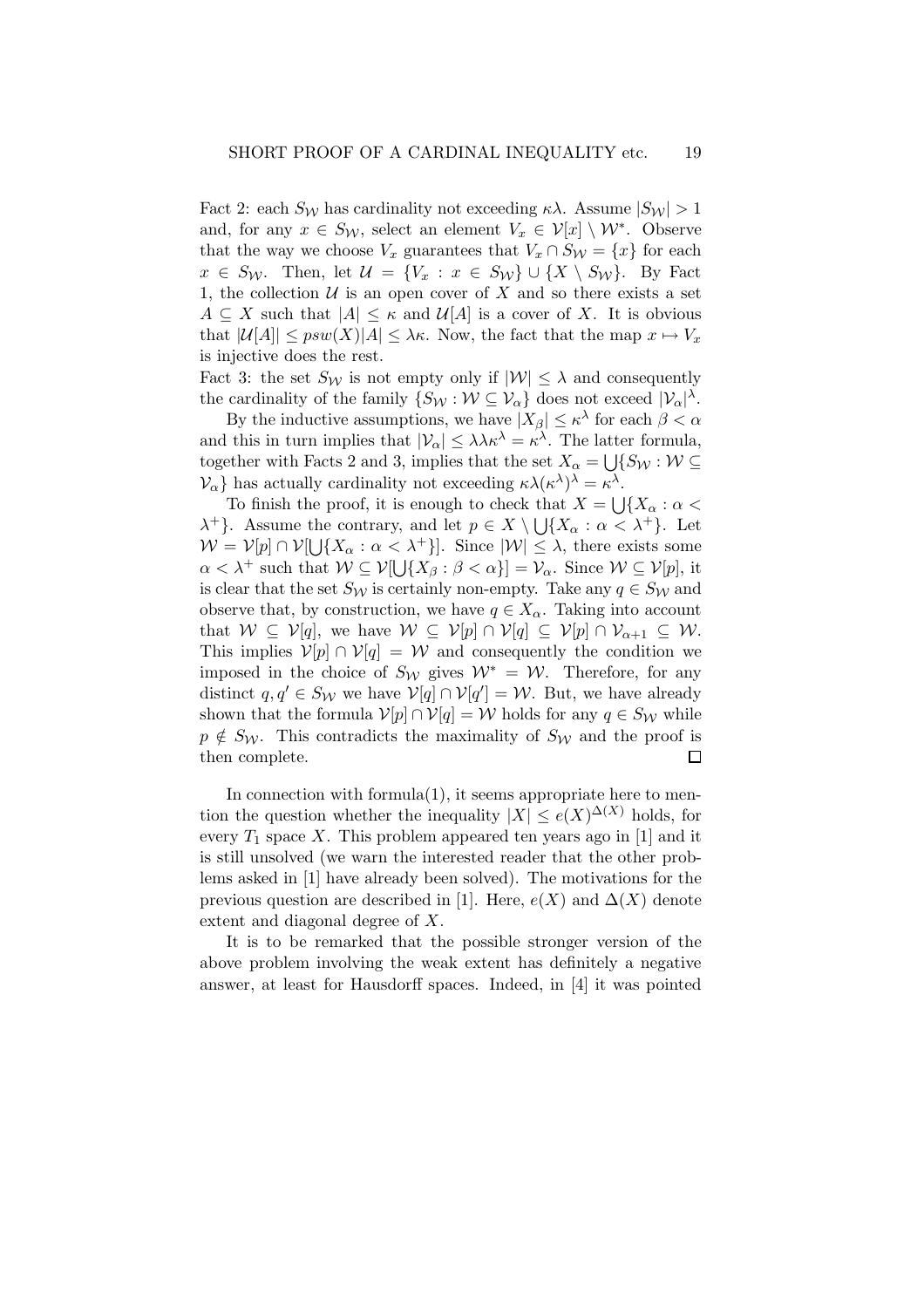Fact 2: each $S_{\mathcal{W}}$ has cardinality not exceeding $\kappa\lambda$. Assume $|S_{\mathcal{W}}| > 1$ and, for any $x \in S_{\mathcal{W}}$, select an element $V_x \in \mathcal{V}[x] \setminus \mathcal{W}^*$. Observe that the way we choose $V_x$ guarantees that $V_x \cap S_{\mathcal{W}} = \{x\}$ for each $x \in S_{\mathcal{W}}$. Then, let $\mathcal{U} = \{V_x : x \in S_{\mathcal{W}}\} \cup \{X \setminus S_{\mathcal{W}}\}$. By Fact 1, the collection $\mathcal{U}$ is an open cover of $X$ and so there exists a set $A \subseteq X$ such that $|A| \leq \kappa$ and $\mathcal{U}[A]$ is a cover of $X$. It is obvious that $|\mathcal{U}[A]| \leq psw(X)|A| \leq \lambda\kappa$. Now, the fact that the map $x \mapsto V_x$ is injective does the rest.

Fact 3: the set $S_{\mathcal{W}}$ is not empty only if $|\mathcal{W}| \leq \lambda$ and consequently the cardinality of the family $\{S_{\mathcal{W}} : \mathcal{W} \subseteq \mathcal{V}_\alpha\}$ does not exceed $|\mathcal{V}_\alpha|^\lambda$.

By the inductive assumptions, we have $|X_\beta| \leq \kappa^\lambda$ for each $\beta < \alpha$ and this in turn implies that $|\mathcal{V}_\alpha| \leq \lambda\lambda\kappa^\lambda = \kappa^\lambda$. The latter formula, together with Facts 2 and 3, implies that the set $X_\alpha = \bigcup\{S_{\mathcal{W}} : \mathcal{W} \subseteq \mathcal{V}_\alpha\}$ has actually cardinality not exceeding $\kappa\lambda(\kappa^\lambda)^\lambda = \kappa^\lambda$.

To finish the proof, it is enough to check that $X = \bigcup\{X_\alpha : \alpha < \lambda^+\}$. Assume the contrary, and let $p \in X \setminus \bigcup\{X_\alpha : \alpha < \lambda^+\}$. Let $\mathcal{W} = \mathcal{V}[p] \cap \mathcal{V}[\bigcup\{X_\alpha : \alpha < \lambda^+\}]$. Since $|\mathcal{W}| \leq \lambda$, there exists some $\alpha < \lambda^+$ such that $\mathcal{W} \subseteq \mathcal{V}[\bigcup\{X_\beta : \beta < \alpha\}] = \mathcal{V}_\alpha$. Since $\mathcal{W} \subseteq \mathcal{V}[p]$, it is clear that the set $S_{\mathcal{W}}$ is certainly non-empty. Take any $q \in S_{\mathcal{W}}$ and observe that, by construction, we have $q \in X_\alpha$. Taking into account that $\mathcal{W} \subseteq \mathcal{V}[q]$, we have $\mathcal{W} \subseteq \mathcal{V}[p] \cap \mathcal{V}[q] \subseteq \mathcal{V}[p] \cap \mathcal{V}_{\alpha+1} \subseteq \mathcal{W}$. This implies $\mathcal{V}[p] \cap \mathcal{V}[q] = \mathcal{W}$ and consequently the condition we imposed in the choice of $S_{\mathcal{W}}$ gives $\mathcal{W}^* = \mathcal{W}$. Therefore, for any distinct $q, q' \in S_{\mathcal{W}}$ we have $\mathcal{V}[q] \cap \mathcal{V}[q'] = \mathcal{W}$. But, we have already shown that the formula $\mathcal{V}[p] \cap \mathcal{V}[q] = \mathcal{W}$ holds for any $q \in S_{\mathcal{W}}$ while $p \notin S_{\mathcal{W}}$. This contradicts the maximality of $S_{\mathcal{W}}$ and the proof is then complete. □

In connection with formula(1), it seems appropriate here to mention the question whether the inequality $|X| \leq e(X)^{\Delta(X)}$ holds, for every $T_1$ space $X$. This problem appeared ten years ago in [1] and it is still unsolved (we warn the interested reader that the other problems asked in [1] have already been solved). The motivations for the previous question are described in [1]. Here, $e(X)$ and $\Delta(X)$ denote extent and diagonal degree of $X$.

It is to be remarked that the possible stronger version of the above problem involving the weak extent has definitely a negative answer, at least for Hausdorff spaces. Indeed, in [4] it was pointed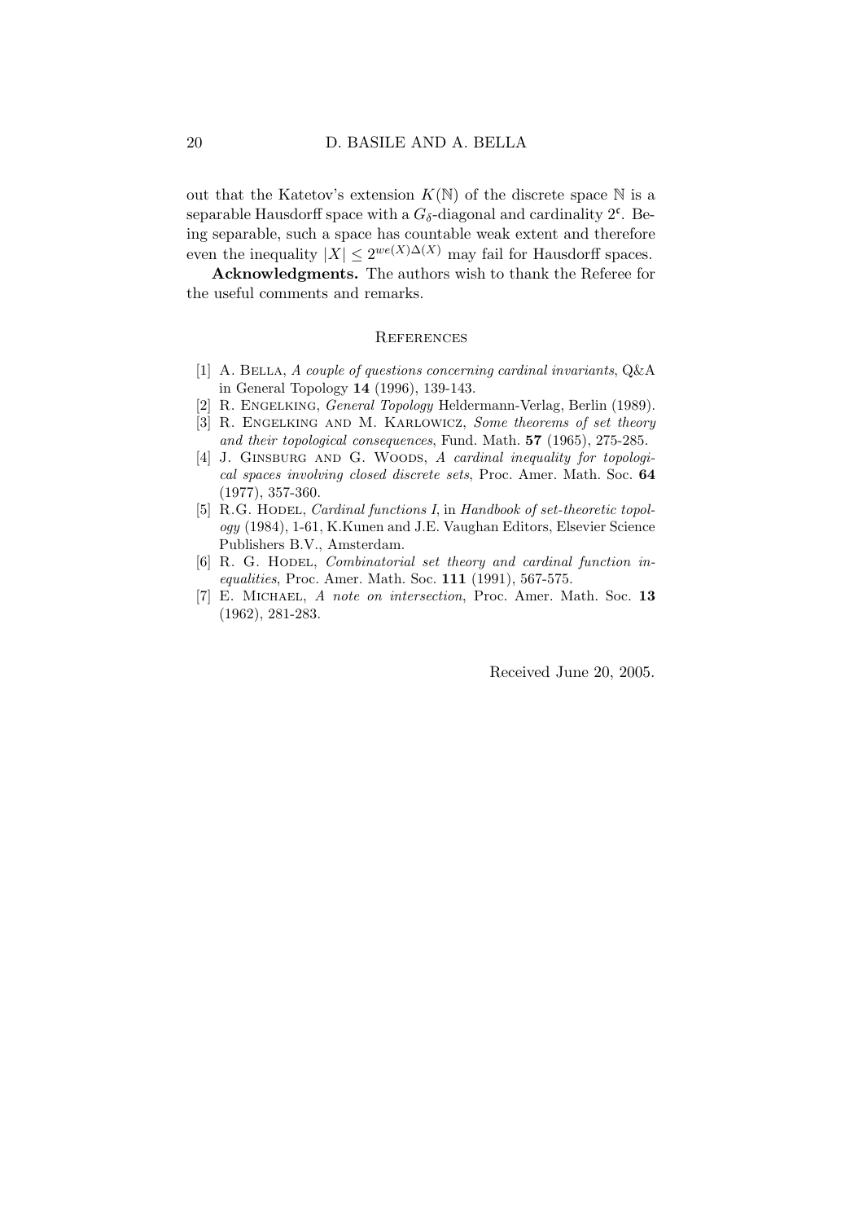out that the Katetov's extension $K(\mathbb{N})$ of the discrete space $\mathbb{N}$ is a separable Hausdorff space with a $G_\delta$-diagonal and cardinality $2^{\mathfrak{c}}$. Being separable, such a space has countable weak extent and therefore even the inequality $|X| \leq 2^{we(X)\Delta(X)}$ may fail for Hausdorff spaces.

**Acknowledgments.** The authors wish to thank the Referee for the useful comments and remarks.

## References

[1] A. Bella, *A couple of questions concerning cardinal invariants*, Q&A in General Topology **14** (1996), 139-143.

[2] R. Engelking, *General Topology* Heldermann-Verlag, Berlin (1989).

[3] R. Engelking and M. Karlowicz, *Some theorems of set theory and their topological consequences*, Fund. Math. **57** (1965), 275-285.

[4] J. Ginsburg and G. Woods, *A cardinal inequality for topological spaces involving closed discrete sets*, Proc. Amer. Math. Soc. **64** (1977), 357-360.

[5] R.G. Hodel, *Cardinal functions I*, in *Handbook of set-theoretic topology* (1984), 1-61, K.Kunen and J.E. Vaughan Editors, Elsevier Science Publishers B.V., Amsterdam.

[6] R. G. Hodel, *Combinatorial set theory and cardinal function inequalities*, Proc. Amer. Math. Soc. **111** (1991), 567-575.

[7] E. Michael, *A note on intersection*, Proc. Amer. Math. Soc. **13** (1962), 281-283.

Received June 20, 2005.